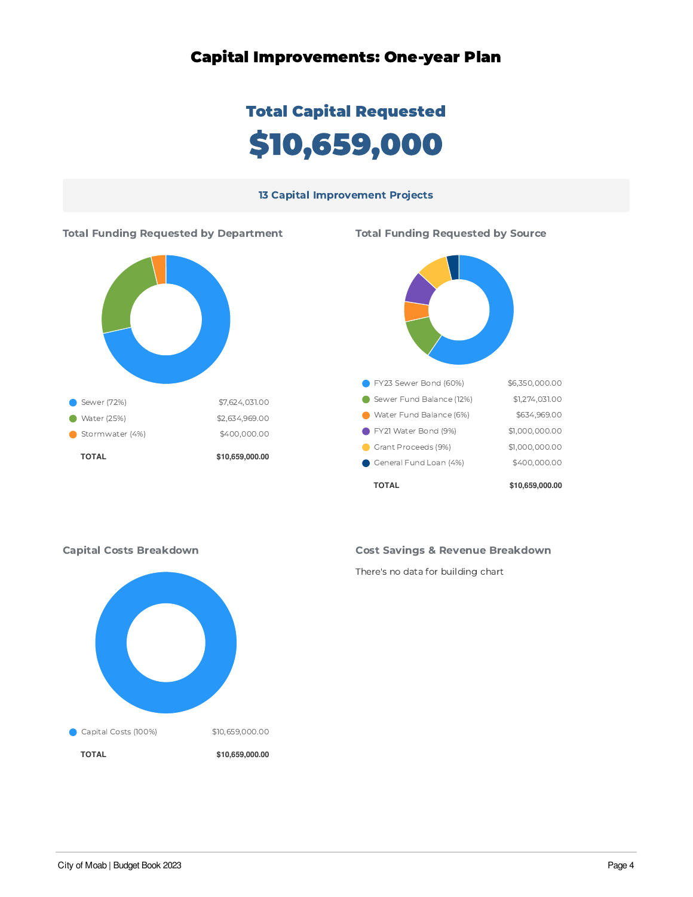# Capital Improvements: One-year Plan

## Total Capital Requested

# $10,659,000

**13 Capital Improvement Projects**

### Total Funding Requested by Department

| Department | Amount |
|---|---|
| Sewer (72%) | $7,624,031.00 |
| Water (25%) | $2,634,969.00 |
| Stormwater (4%) | $400,000.00 |
| **TOTAL** | **$10,659,000.00** |

### Total Funding Requested by Source

| Source | Amount |
|---|---|
| FY23 Sewer Bond (60%) | $6,350,000.00 |
| Sewer Fund Balance (12%) | $1,274,031.00 |
| Water Fund Balance (6%) | $634,969.00 |
| FY21 Water Bond (9%) | $1,000,000.00 |
| Grant Proceeds (9%) | $1,000,000.00 |
| General Fund Loan (4%) | $400,000.00 |
| **TOTAL** | **$10,659,000.00** |

### Capital Costs Breakdown

| Category | Amount |
|---|---|
| Capital Costs (100%) | $10,659,000.00 |
| **TOTAL** | **$10,659,000.00** |

### Cost Savings & Revenue Breakdown

There's no data for building chart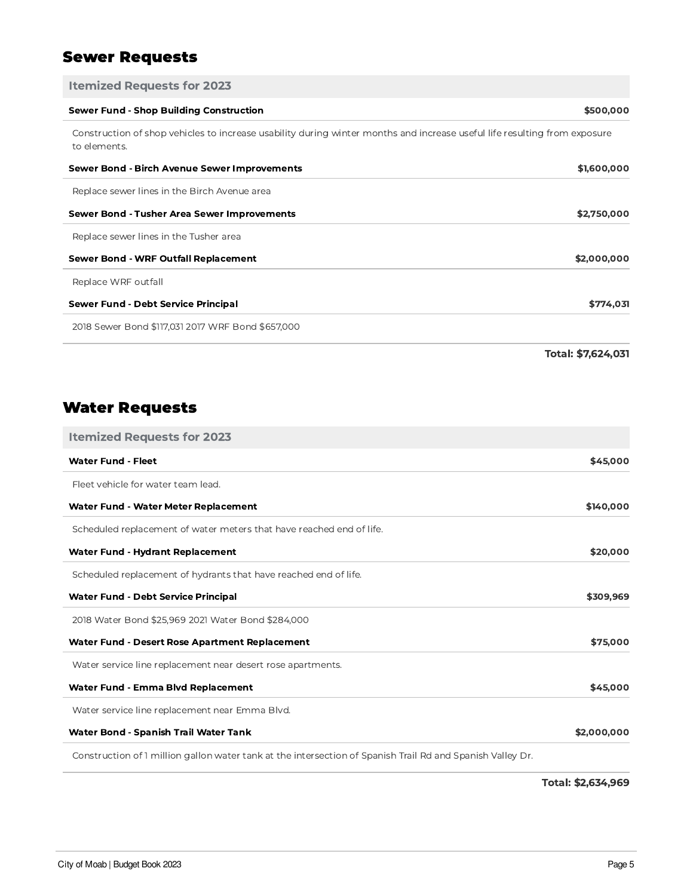## Sewer Requests

| Itemized Requests for 2023 | |
|---|---|
| **Sewer Fund - Shop Building Construction** | **$500,000** |
| Construction of shop vehicles to increase usability during winter months and increase useful life resulting from exposure to elements. | |
| **Sewer Bond - Birch Avenue Sewer Improvements** | **$1,600,000** |
| Replace sewer lines in the Birch Avenue area | |
| **Sewer Bond - Tusher Area Sewer Improvements** | **$2,750,000** |
| Replace sewer lines in the Tusher area | |
| **Sewer Bond - WRF Outfall Replacement** | **$2,000,000** |
| Replace WRF outfall | |
| **Sewer Fund - Debt Service Principal** | **$774,031** |
| 2018 Sewer Bond $117,031 2017 WRF Bond $657,000 | |
| | **Total: $7,624,031** |

## Water Requests

| Itemized Requests for 2023 | |
|---|---|
| **Water Fund - Fleet** | **$45,000** |
| Fleet vehicle for water team lead. | |
| **Water Fund - Water Meter Replacement** | **$140,000** |
| Scheduled replacement of water meters that have reached end of life. | |
| **Water Fund - Hydrant Replacement** | **$20,000** |
| Scheduled replacement of hydrants that have reached end of life. | |
| **Water Fund - Debt Service Principal** | **$309,969** |
| 2018 Water Bond $25,969 2021 Water Bond $284,000 | |
| **Water Fund - Desert Rose Apartment Replacement** | **$75,000** |
| Water service line replacement near desert rose apartments. | |
| **Water Fund - Emma Blvd Replacement** | **$45,000** |
| Water service line replacement near Emma Blvd. | |
| **Water Bond - Spanish Trail Water Tank** | **$2,000,000** |
| Construction of 1 million gallon water tank at the intersection of Spanish Trail Rd and Spanish Valley Dr. | |
| | **Total: $2,634,969** |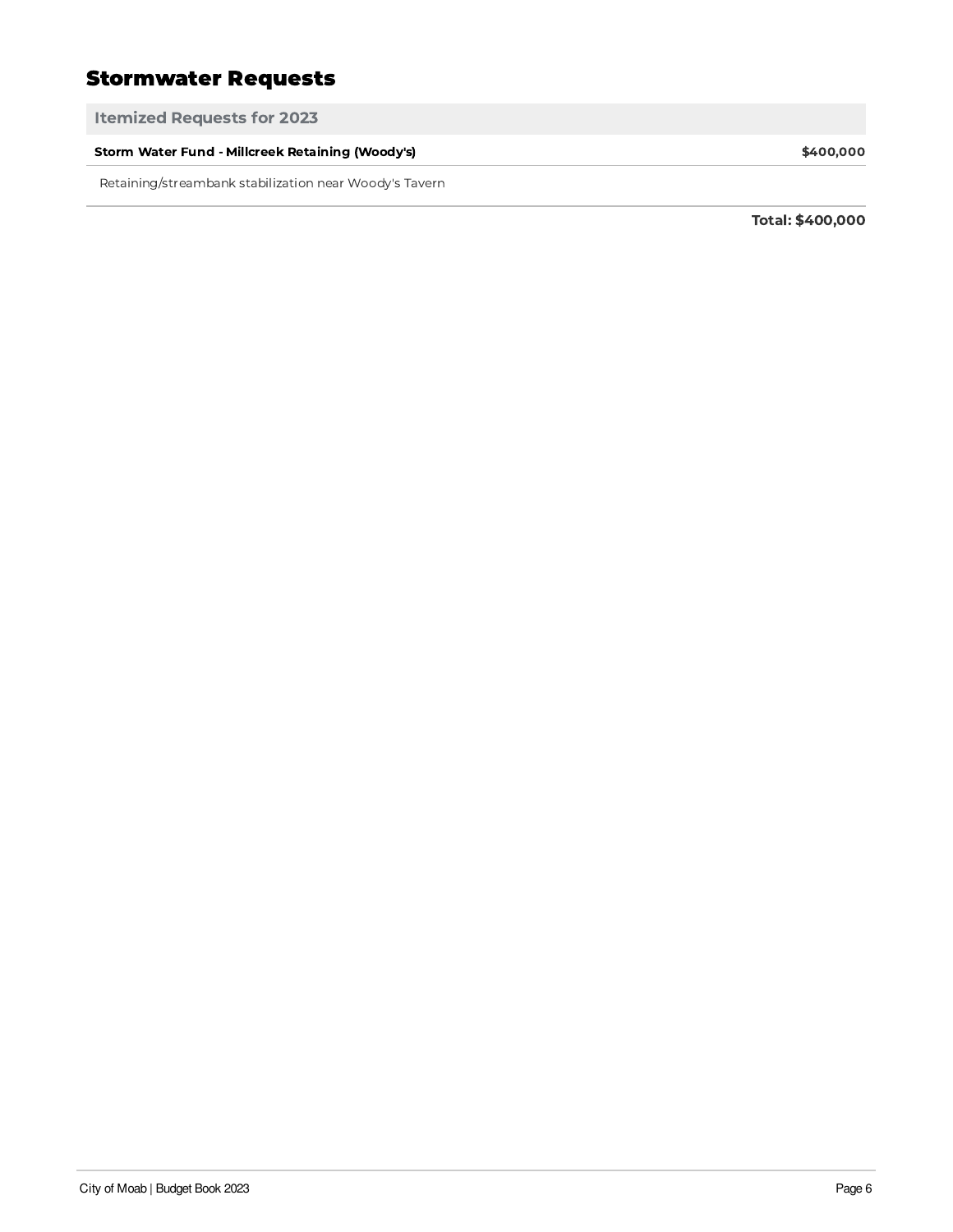# Stormwater Requests

## Itemized Requests for 2023

**Storm Water Fund - Millcreek Retaining (Woody's)** **$400,000**

Retaining/streambank stabilization near Woody's Tavern

**Total: $400,000**